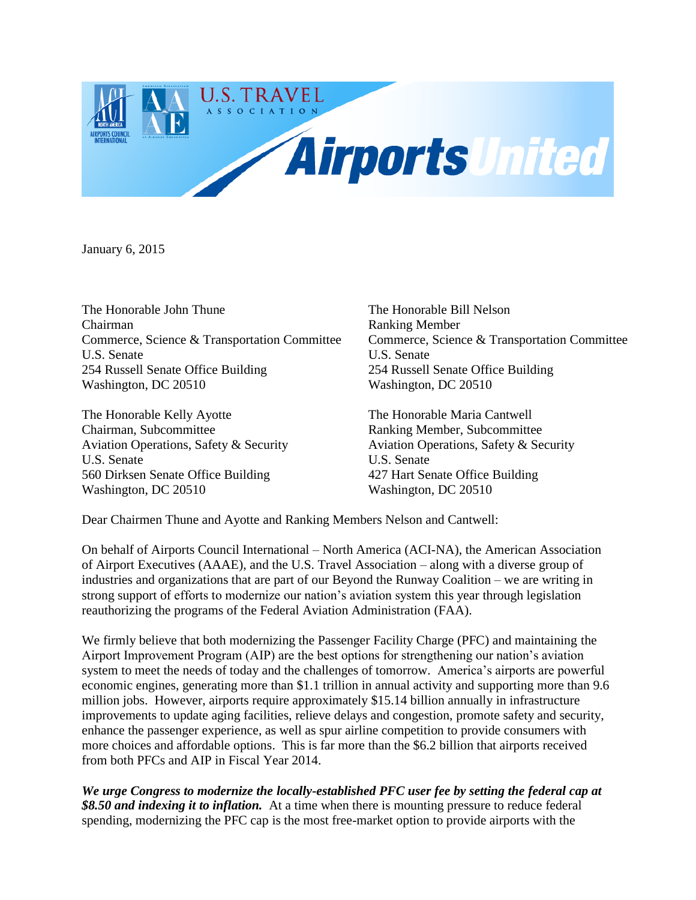January 6, 2015

The Honorable John Thune
Chairman
Commerce, Science & Transportation Committee
U.S. Senate
254 Russell Senate Office Building
Washington, DC 20510

The Honorable Bill Nelson
Ranking Member
Commerce, Science & Transportation Committee
U.S. Senate
254 Russell Senate Office Building
Washington, DC 20510

The Honorable Kelly Ayotte
Chairman, Subcommittee
Aviation Operations, Safety & Security
U.S. Senate
560 Dirksen Senate Office Building
Washington, DC 20510

The Honorable Maria Cantwell
Ranking Member, Subcommittee
Aviation Operations, Safety & Security
U.S. Senate
427 Hart Senate Office Building
Washington, DC 20510

Dear Chairmen Thune and Ayotte and Ranking Members Nelson and Cantwell:

On behalf of Airports Council International – North America (ACI-NA), the American Association of Airport Executives (AAAE), and the U.S. Travel Association – along with a diverse group of industries and organizations that are part of our Beyond the Runway Coalition – we are writing in strong support of efforts to modernize our nation's aviation system this year through legislation reauthorizing the programs of the Federal Aviation Administration (FAA).

We firmly believe that both modernizing the Passenger Facility Charge (PFC) and maintaining the Airport Improvement Program (AIP) are the best options for strengthening our nation's aviation system to meet the needs of today and the challenges of tomorrow. America's airports are powerful economic engines, generating more than $1.1 trillion in annual activity and supporting more than 9.6 million jobs. However, airports require approximately $15.14 billion annually in infrastructure improvements to update aging facilities, relieve delays and congestion, promote safety and security, enhance the passenger experience, as well as spur airline competition to provide consumers with more choices and affordable options. This is far more than the $6.2 billion that airports received from both PFCs and AIP in Fiscal Year 2014.

***We urge Congress to modernize the locally-established PFC user fee by setting the federal cap at $8.50 and indexing it to inflation.*** At a time when there is mounting pressure to reduce federal spending, modernizing the PFC cap is the most free-market option to provide airports with the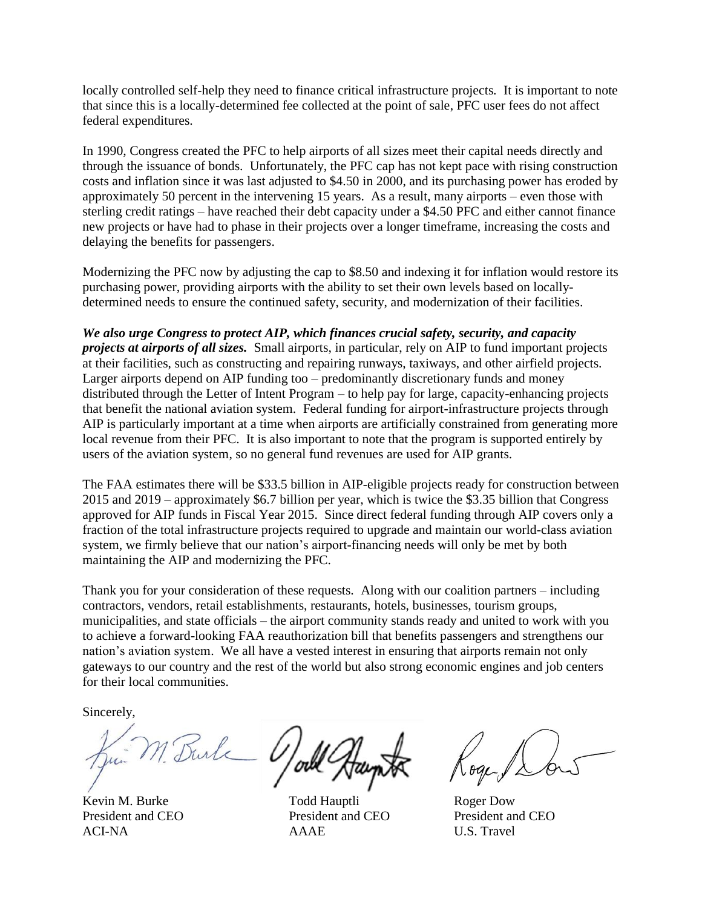locally controlled self-help they need to finance critical infrastructure projects. It is important to note that since this is a locally-determined fee collected at the point of sale, PFC user fees do not affect federal expenditures.

In 1990, Congress created the PFC to help airports of all sizes meet their capital needs directly and through the issuance of bonds. Unfortunately, the PFC cap has not kept pace with rising construction costs and inflation since it was last adjusted to $4.50 in 2000, and its purchasing power has eroded by approximately 50 percent in the intervening 15 years. As a result, many airports – even those with sterling credit ratings – have reached their debt capacity under a $4.50 PFC and either cannot finance new projects or have had to phase in their projects over a longer timeframe, increasing the costs and delaying the benefits for passengers.

Modernizing the PFC now by adjusting the cap to $8.50 and indexing it for inflation would restore its purchasing power, providing airports with the ability to set their own levels based on locally-determined needs to ensure the continued safety, security, and modernization of their facilities.

***We also urge Congress to protect AIP, which finances crucial safety, security, and capacity projects at airports of all sizes.*** Small airports, in particular, rely on AIP to fund important projects at their facilities, such as constructing and repairing runways, taxiways, and other airfield projects. Larger airports depend on AIP funding too – predominantly discretionary funds and money distributed through the Letter of Intent Program – to help pay for large, capacity-enhancing projects that benefit the national aviation system. Federal funding for airport-infrastructure projects through AIP is particularly important at a time when airports are artificially constrained from generating more local revenue from their PFC. It is also important to note that the program is supported entirely by users of the aviation system, so no general fund revenues are used for AIP grants.

The FAA estimates there will be $33.5 billion in AIP-eligible projects ready for construction between 2015 and 2019 – approximately $6.7 billion per year, which is twice the $3.35 billion that Congress approved for AIP funds in Fiscal Year 2015. Since direct federal funding through AIP covers only a fraction of the total infrastructure projects required to upgrade and maintain our world-class aviation system, we firmly believe that our nation's airport-financing needs will only be met by both maintaining the AIP and modernizing the PFC.

Thank you for your consideration of these requests. Along with our coalition partners – including contractors, vendors, retail establishments, restaurants, hotels, businesses, tourism groups, municipalities, and state officials – the airport community stands ready and united to work with you to achieve a forward-looking FAA reauthorization bill that benefits passengers and strengthens our nation's aviation system. We all have a vested interest in ensuring that airports remain not only gateways to our country and the rest of the world but also strong economic engines and job centers for their local communities.

Sincerely,

Kevin M. Burke
President and CEO
ACI-NA

Todd Hauptli
President and CEO
AAAE

Roger Dow
President and CEO
U.S. Travel